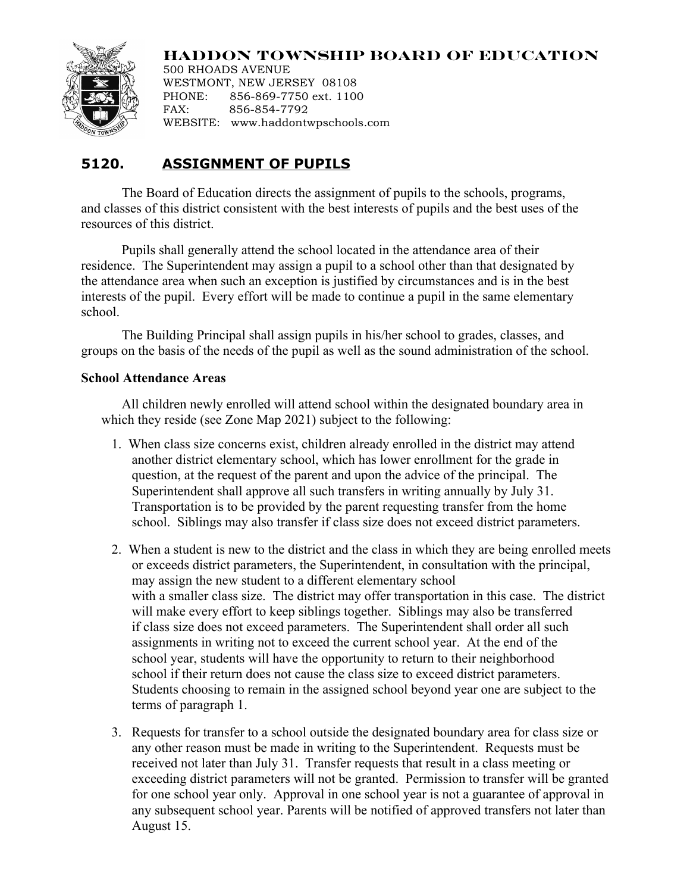# HADDON TOWNSHIP BOARD OF EDUCATION

500 RHOADS AVENUE
WESTMONT, NEW JERSEY 08108
PHONE: 856-869-7750 ext. 1100
FAX: 856-854-7792
WEBSITE: www.haddontwpschools.com

## 5120. ASSIGNMENT OF PUPILS

The Board of Education directs the assignment of pupils to the schools, programs, and classes of this district consistent with the best interests of pupils and the best uses of the resources of this district.

Pupils shall generally attend the school located in the attendance area of their residence. The Superintendent may assign a pupil to a school other than that designated by the attendance area when such an exception is justified by circumstances and is in the best interests of the pupil. Every effort will be made to continue a pupil in the same elementary school.

The Building Principal shall assign pupils in his/her school to grades, classes, and groups on the basis of the needs of the pupil as well as the sound administration of the school.

### School Attendance Areas

All children newly enrolled will attend school within the designated boundary area in which they reside (see Zone Map 2021) subject to the following:

1. When class size concerns exist, children already enrolled in the district may attend another district elementary school, which has lower enrollment for the grade in question, at the request of the parent and upon the advice of the principal. The Superintendent shall approve all such transfers in writing annually by July 31. Transportation is to be provided by the parent requesting transfer from the home school. Siblings may also transfer if class size does not exceed district parameters.

2. When a student is new to the district and the class in which they are being enrolled meets or exceeds district parameters, the Superintendent, in consultation with the principal, may assign the new student to a different elementary school with a smaller class size. The district may offer transportation in this case. The district will make every effort to keep siblings together. Siblings may also be transferred if class size does not exceed parameters. The Superintendent shall order all such assignments in writing not to exceed the current school year. At the end of the school year, students will have the opportunity to return to their neighborhood school if their return does not cause the class size to exceed district parameters. Students choosing to remain in the assigned school beyond year one are subject to the terms of paragraph 1.

3. Requests for transfer to a school outside the designated boundary area for class size or any other reason must be made in writing to the Superintendent. Requests must be received not later than July 31. Transfer requests that result in a class meeting or exceeding district parameters will not be granted. Permission to transfer will be granted for one school year only. Approval in one school year is not a guarantee of approval in any subsequent school year. Parents will be notified of approved transfers not later than August 15.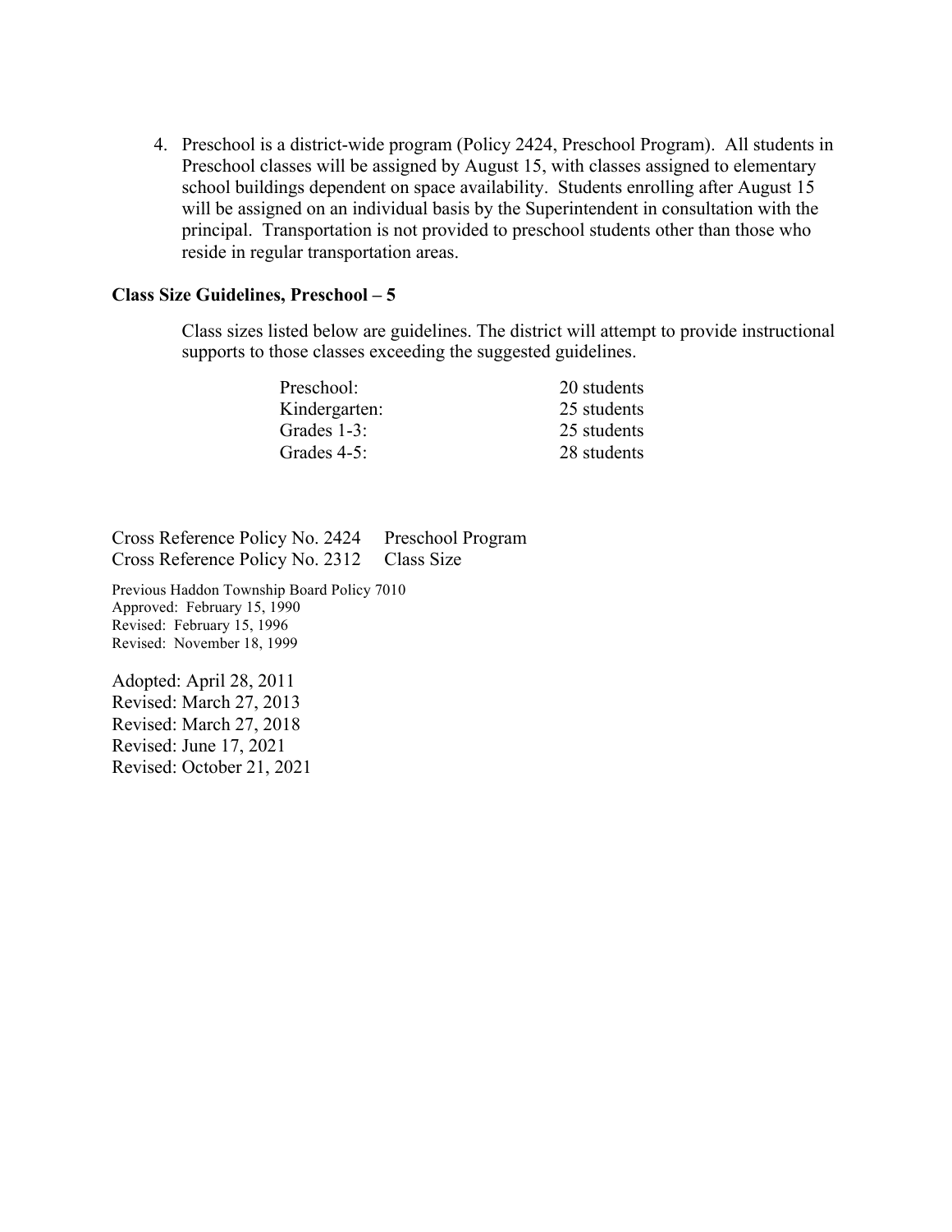4. Preschool is a district-wide program (Policy 2424, Preschool Program). All students in Preschool classes will be assigned by August 15, with classes assigned to elementary school buildings dependent on space availability. Students enrolling after August 15 will be assigned on an individual basis by the Superintendent in consultation with the principal. Transportation is not provided to preschool students other than those who reside in regular transportation areas.

**Class Size Guidelines, Preschool – 5**

Class sizes listed below are guidelines. The district will attempt to provide instructional supports to those classes exceeding the suggested guidelines.

| | |
|---|---|
| Preschool: | 20 students |
| Kindergarten: | 25 students |
| Grades 1-3: | 25 students |
| Grades 4-5: | 28 students |

Cross Reference Policy No. 2424 Preschool Program
Cross Reference Policy No. 2312 Class Size

Previous Haddon Township Board Policy 7010
Approved: February 15, 1990
Revised: February 15, 1996
Revised: November 18, 1999

Adopted: April 28, 2011
Revised: March 27, 2013
Revised: March 27, 2018
Revised: June 17, 2021
Revised: October 21, 2021